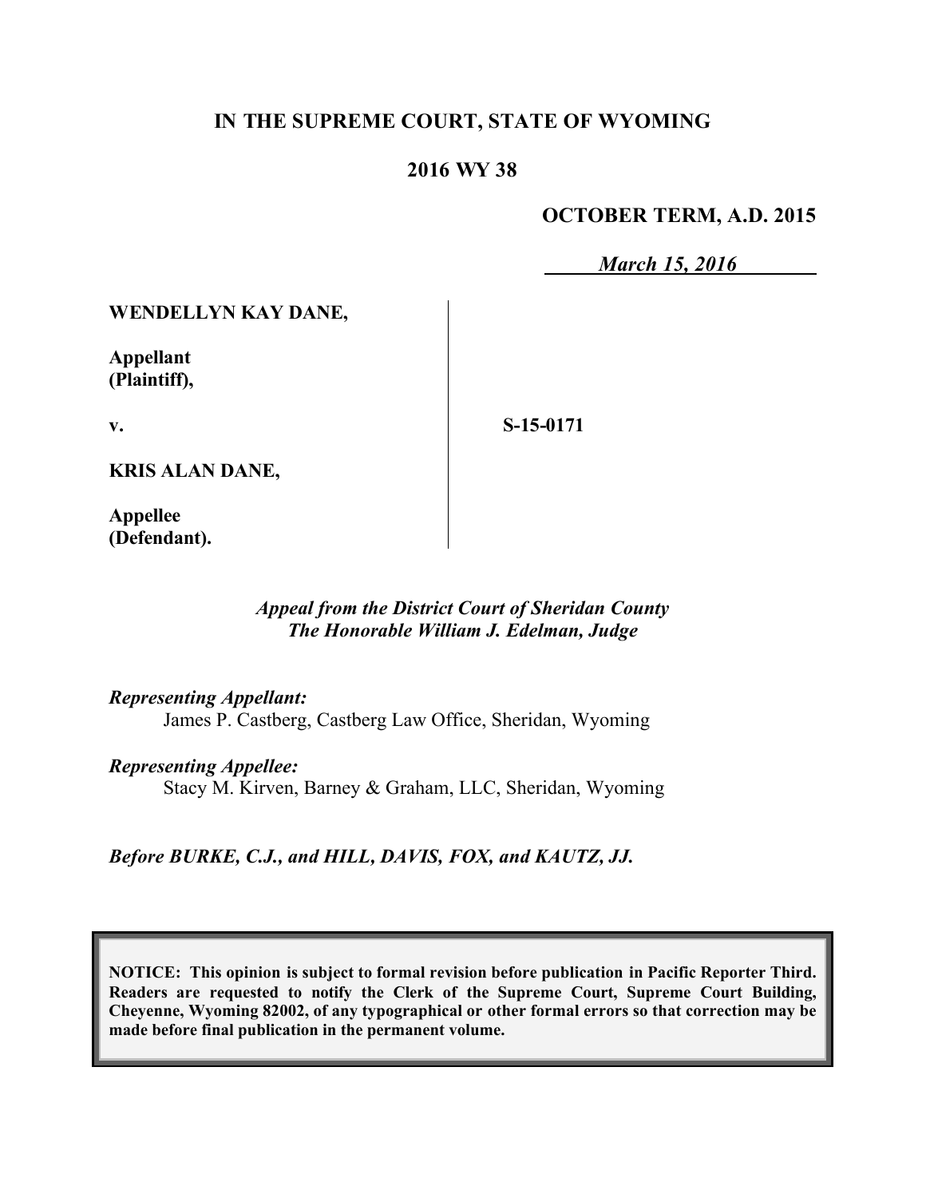**IN THE SUPREME COURT, STATE OF WYOMING**

**2016 WY 38**

**OCTOBER TERM, A.D. 2015**

*March 15, 2016*

**WENDELLYN KAY DANE,**

**Appellant (Plaintiff),**

**v.**

**S-15-0171**

**KRIS ALAN DANE,**

**Appellee (Defendant).**

*Appeal from the District Court of Sheridan County*
*The Honorable William J. Edelman, Judge*

*Representing Appellant:*
James P. Castberg, Castberg Law Office, Sheridan, Wyoming

*Representing Appellee:*
Stacy M. Kirven, Barney & Graham, LLC, Sheridan, Wyoming

*Before BURKE, C.J., and HILL, DAVIS, FOX, and KAUTZ, JJ.*

**NOTICE: This opinion is subject to formal revision before publication in Pacific Reporter Third. Readers are requested to notify the Clerk of the Supreme Court, Supreme Court Building, Cheyenne, Wyoming 82002, of any typographical or other formal errors so that correction may be made before final publication in the permanent volume.**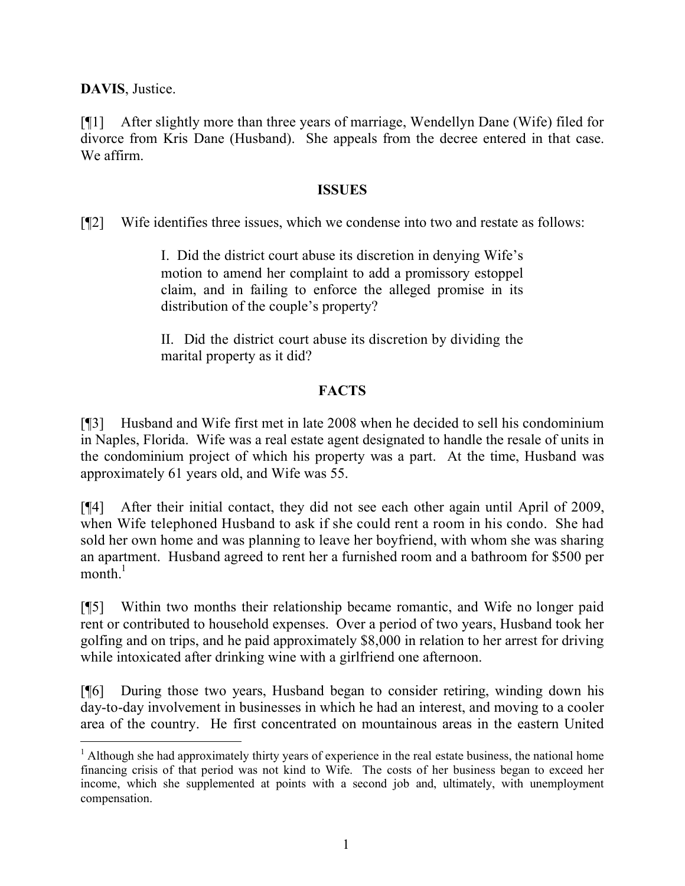**DAVIS**, Justice.

[¶1] After slightly more than three years of marriage, Wendellyn Dane (Wife) filed for divorce from Kris Dane (Husband). She appeals from the decree entered in that case. We affirm.

## ISSUES

[¶2] Wife identifies three issues, which we condense into two and restate as follows:

> I. Did the district court abuse its discretion in denying Wife's motion to amend her complaint to add a promissory estoppel claim, and in failing to enforce the alleged promise in its distribution of the couple's property?
>
> II. Did the district court abuse its discretion by dividing the marital property as it did?

## FACTS

[¶3] Husband and Wife first met in late 2008 when he decided to sell his condominium in Naples, Florida. Wife was a real estate agent designated to handle the resale of units in the condominium project of which his property was a part. At the time, Husband was approximately 61 years old, and Wife was 55.

[¶4] After their initial contact, they did not see each other again until April of 2009, when Wife telephoned Husband to ask if she could rent a room in his condo. She had sold her own home and was planning to leave her boyfriend, with whom she was sharing an apartment. Husband agreed to rent her a furnished room and a bathroom for $500 per month.[1]

[¶5] Within two months their relationship became romantic, and Wife no longer paid rent or contributed to household expenses. Over a period of two years, Husband took her golfing and on trips, and he paid approximately $8,000 in relation to her arrest for driving while intoxicated after drinking wine with a girlfriend one afternoon.

[¶6] During those two years, Husband began to consider retiring, winding down his day-to-day involvement in businesses in which he had an interest, and moving to a cooler area of the country. He first concentrated on mountainous areas in the eastern United

---

[1] Although she had approximately thirty years of experience in the real estate business, the national home financing crisis of that period was not kind to Wife. The costs of her business began to exceed her income, which she supplemented at points with a second job and, ultimately, with unemployment compensation.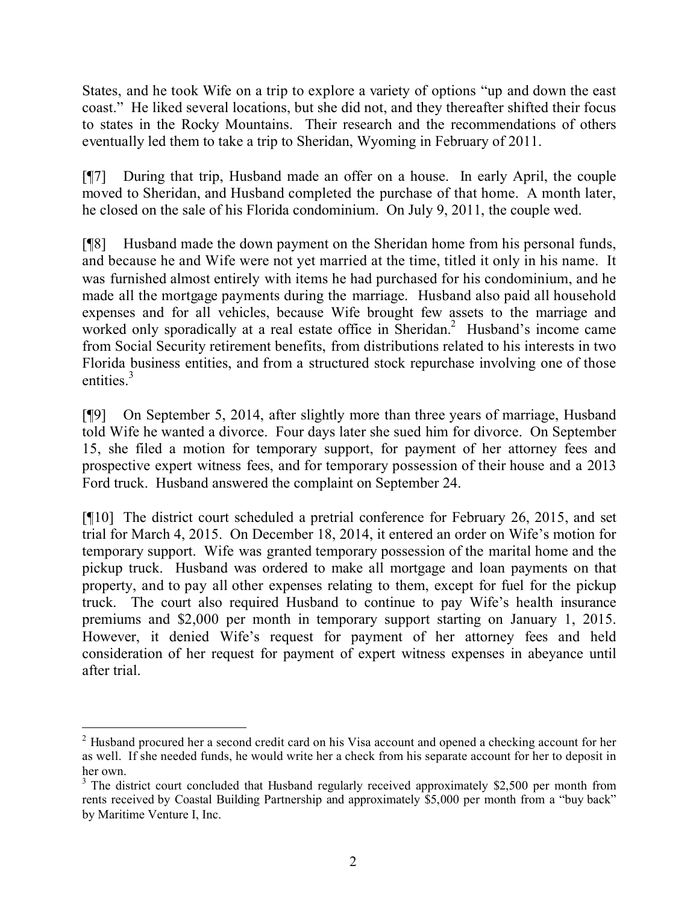States, and he took Wife on a trip to explore a variety of options "up and down the east coast." He liked several locations, but she did not, and they thereafter shifted their focus to states in the Rocky Mountains. Their research and the recommendations of others eventually led them to take a trip to Sheridan, Wyoming in February of 2011.

[¶7] During that trip, Husband made an offer on a house. In early April, the couple moved to Sheridan, and Husband completed the purchase of that home. A month later, he closed on the sale of his Florida condominium. On July 9, 2011, the couple wed.

[¶8] Husband made the down payment on the Sheridan home from his personal funds, and because he and Wife were not yet married at the time, titled it only in his name. It was furnished almost entirely with items he had purchased for his condominium, and he made all the mortgage payments during the marriage. Husband also paid all household expenses and for all vehicles, because Wife brought few assets to the marriage and worked only sporadically at a real estate office in Sheridan.[2] Husband's income came from Social Security retirement benefits, from distributions related to his interests in two Florida business entities, and from a structured stock repurchase involving one of those entities.[3]

[¶9] On September 5, 2014, after slightly more than three years of marriage, Husband told Wife he wanted a divorce. Four days later she sued him for divorce. On September 15, she filed a motion for temporary support, for payment of her attorney fees and prospective expert witness fees, and for temporary possession of their house and a 2013 Ford truck. Husband answered the complaint on September 24.

[¶10] The district court scheduled a pretrial conference for February 26, 2015, and set trial for March 4, 2015. On December 18, 2014, it entered an order on Wife's motion for temporary support. Wife was granted temporary possession of the marital home and the pickup truck. Husband was ordered to make all mortgage and loan payments on that property, and to pay all other expenses relating to them, except for fuel for the pickup truck. The court also required Husband to continue to pay Wife's health insurance premiums and $2,000 per month in temporary support starting on January 1, 2015. However, it denied Wife's request for payment of her attorney fees and held consideration of her request for payment of expert witness expenses in abeyance until after trial.

---

[2] Husband procured her a second credit card on his Visa account and opened a checking account for her as well. If she needed funds, he would write her a check from his separate account for her to deposit in her own.

[3] The district court concluded that Husband regularly received approximately $2,500 per month from rents received by Coastal Building Partnership and approximately $5,000 per month from a "buy back" by Maritime Venture I, Inc.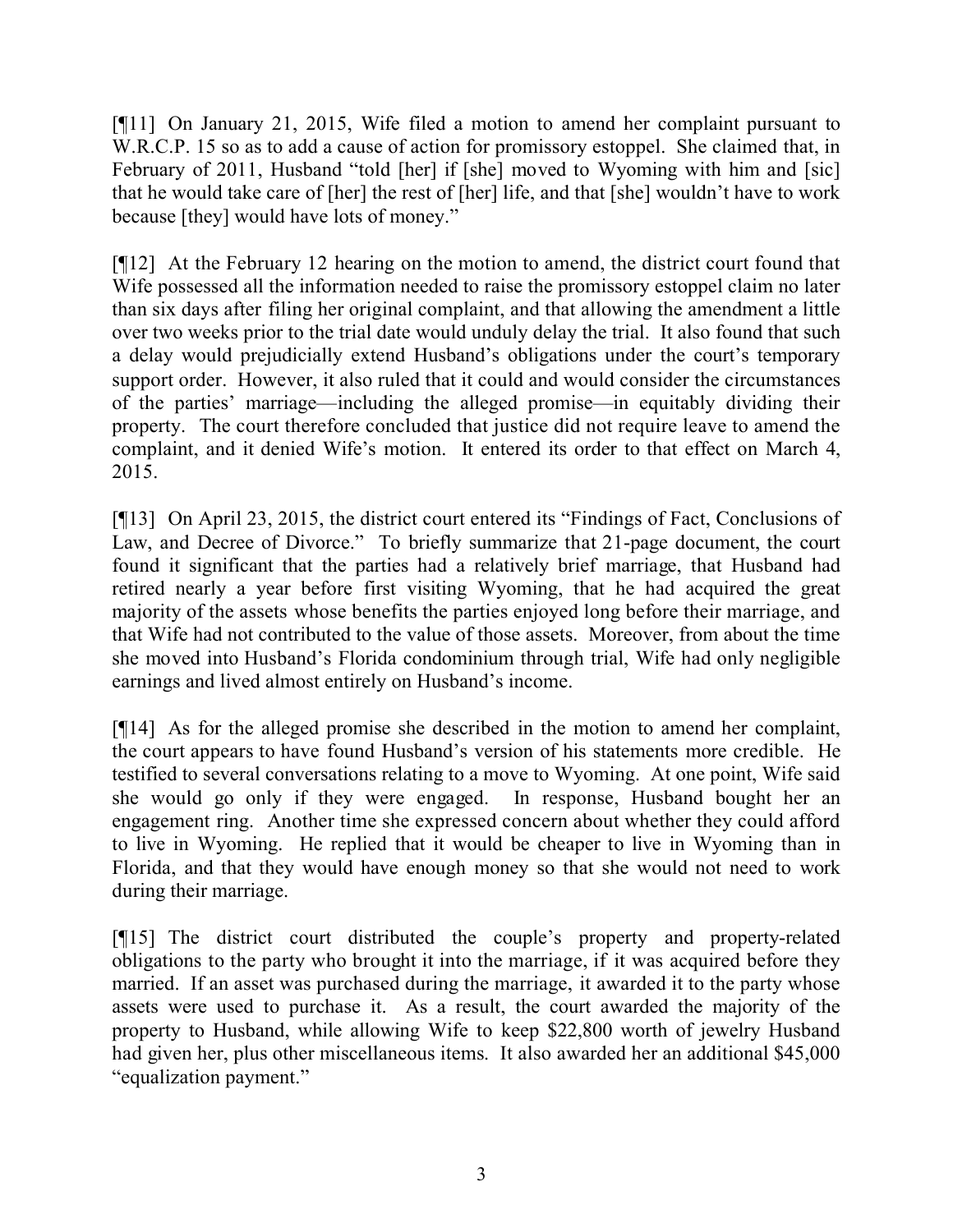[¶11] On January 21, 2015, Wife filed a motion to amend her complaint pursuant to W.R.C.P. 15 so as to add a cause of action for promissory estoppel. She claimed that, in February of 2011, Husband "told [her] if [she] moved to Wyoming with him and [sic] that he would take care of [her] the rest of [her] life, and that [she] wouldn't have to work because [they] would have lots of money."

[¶12] At the February 12 hearing on the motion to amend, the district court found that Wife possessed all the information needed to raise the promissory estoppel claim no later than six days after filing her original complaint, and that allowing the amendment a little over two weeks prior to the trial date would unduly delay the trial. It also found that such a delay would prejudicially extend Husband's obligations under the court's temporary support order. However, it also ruled that it could and would consider the circumstances of the parties' marriage—including the alleged promise—in equitably dividing their property. The court therefore concluded that justice did not require leave to amend the complaint, and it denied Wife's motion. It entered its order to that effect on March 4, 2015.

[¶13] On April 23, 2015, the district court entered its "Findings of Fact, Conclusions of Law, and Decree of Divorce." To briefly summarize that 21-page document, the court found it significant that the parties had a relatively brief marriage, that Husband had retired nearly a year before first visiting Wyoming, that he had acquired the great majority of the assets whose benefits the parties enjoyed long before their marriage, and that Wife had not contributed to the value of those assets. Moreover, from about the time she moved into Husband's Florida condominium through trial, Wife had only negligible earnings and lived almost entirely on Husband's income.

[¶14] As for the alleged promise she described in the motion to amend her complaint, the court appears to have found Husband's version of his statements more credible. He testified to several conversations relating to a move to Wyoming. At one point, Wife said she would go only if they were engaged. In response, Husband bought her an engagement ring. Another time she expressed concern about whether they could afford to live in Wyoming. He replied that it would be cheaper to live in Wyoming than in Florida, and that they would have enough money so that she would not need to work during their marriage.

[¶15] The district court distributed the couple's property and property-related obligations to the party who brought it into the marriage, if it was acquired before they married. If an asset was purchased during the marriage, it awarded it to the party whose assets were used to purchase it. As a result, the court awarded the majority of the property to Husband, while allowing Wife to keep $22,800 worth of jewelry Husband had given her, plus other miscellaneous items. It also awarded her an additional $45,000 "equalization payment."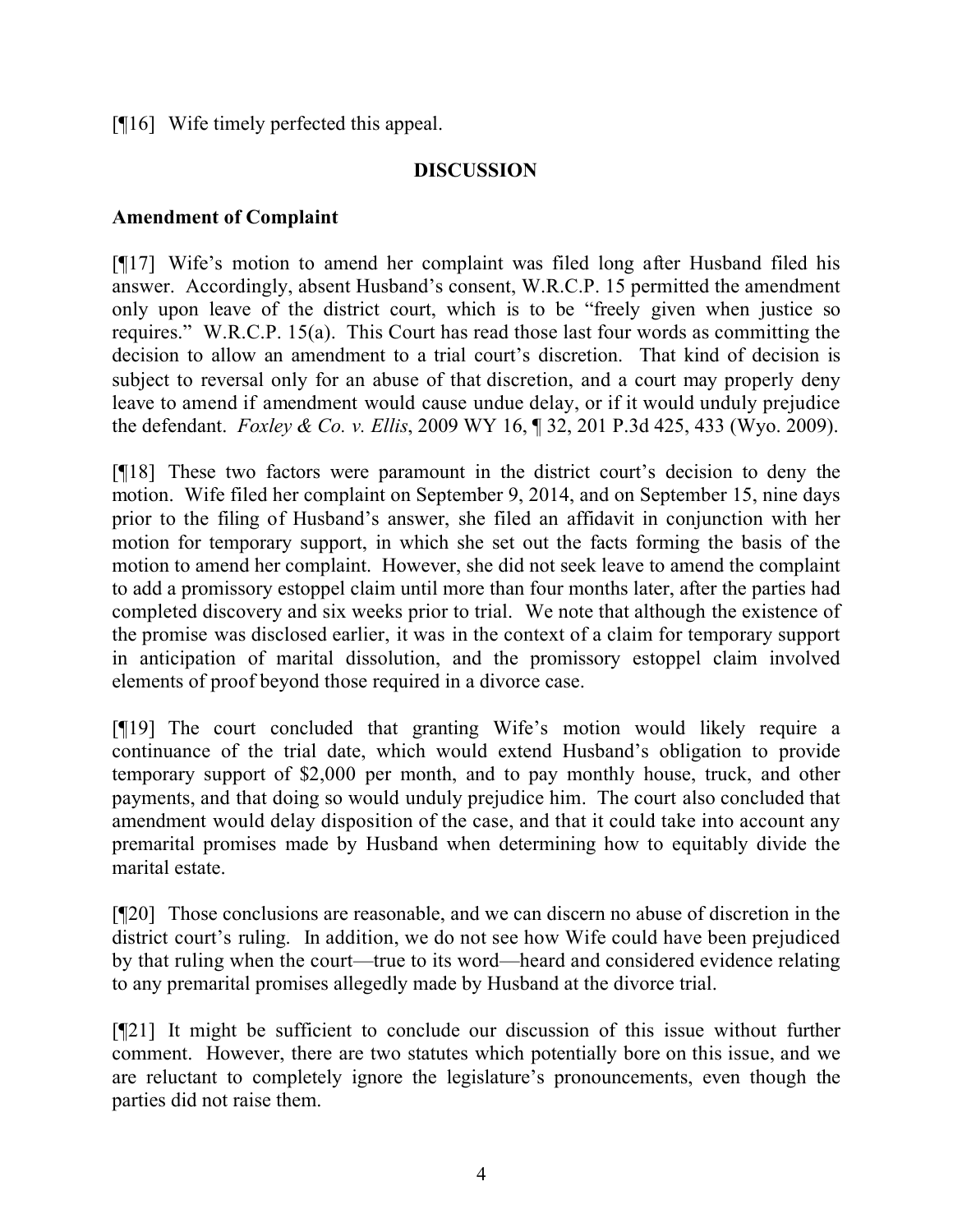[¶16] Wife timely perfected this appeal.

## DISCUSSION

### Amendment of Complaint

[¶17] Wife's motion to amend her complaint was filed long after Husband filed his answer. Accordingly, absent Husband's consent, W.R.C.P. 15 permitted the amendment only upon leave of the district court, which is to be "freely given when justice so requires." W.R.C.P. 15(a). This Court has read those last four words as committing the decision to allow an amendment to a trial court's discretion. That kind of decision is subject to reversal only for an abuse of that discretion, and a court may properly deny leave to amend if amendment would cause undue delay, or if it would unduly prejudice the defendant. *Foxley & Co. v. Ellis*, 2009 WY 16, ¶ 32, 201 P.3d 425, 433 (Wyo. 2009).

[¶18] These two factors were paramount in the district court's decision to deny the motion. Wife filed her complaint on September 9, 2014, and on September 15, nine days prior to the filing of Husband's answer, she filed an affidavit in conjunction with her motion for temporary support, in which she set out the facts forming the basis of the motion to amend her complaint. However, she did not seek leave to amend the complaint to add a promissory estoppel claim until more than four months later, after the parties had completed discovery and six weeks prior to trial. We note that although the existence of the promise was disclosed earlier, it was in the context of a claim for temporary support in anticipation of marital dissolution, and the promissory estoppel claim involved elements of proof beyond those required in a divorce case.

[¶19] The court concluded that granting Wife's motion would likely require a continuance of the trial date, which would extend Husband's obligation to provide temporary support of $2,000 per month, and to pay monthly house, truck, and other payments, and that doing so would unduly prejudice him. The court also concluded that amendment would delay disposition of the case, and that it could take into account any premarital promises made by Husband when determining how to equitably divide the marital estate.

[¶20] Those conclusions are reasonable, and we can discern no abuse of discretion in the district court's ruling. In addition, we do not see how Wife could have been prejudiced by that ruling when the court—true to its word—heard and considered evidence relating to any premarital promises allegedly made by Husband at the divorce trial.

[¶21] It might be sufficient to conclude our discussion of this issue without further comment. However, there are two statutes which potentially bore on this issue, and we are reluctant to completely ignore the legislature's pronouncements, even though the parties did not raise them.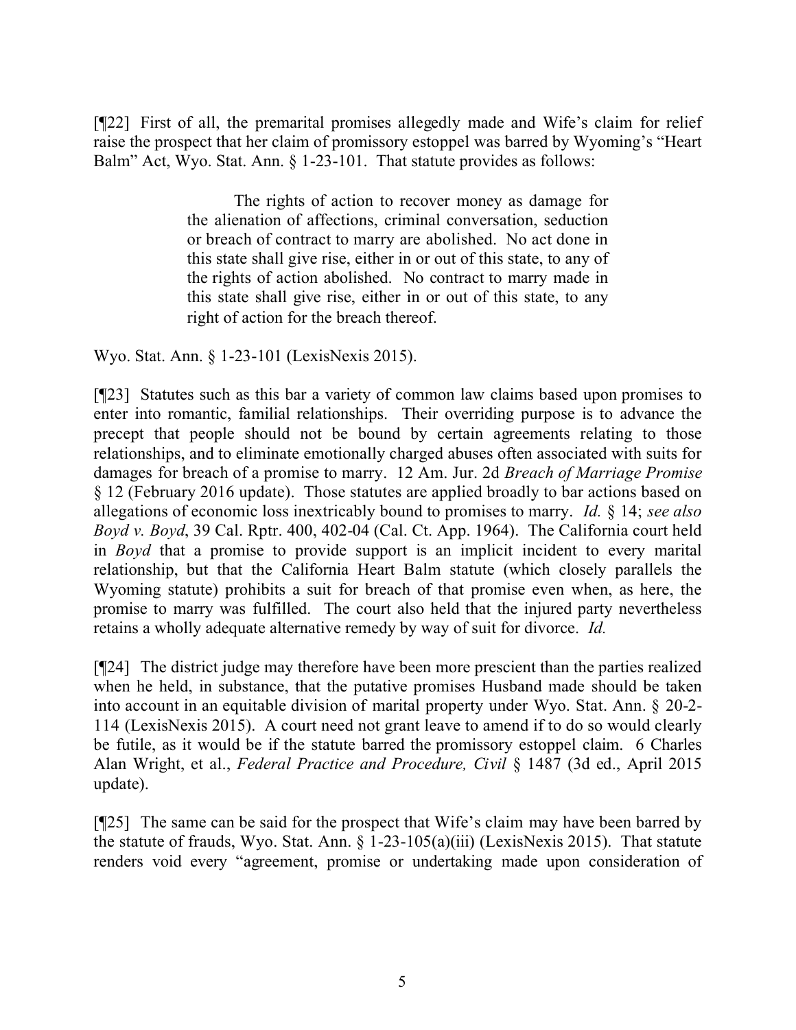[¶22] First of all, the premarital promises allegedly made and Wife's claim for relief raise the prospect that her claim of promissory estoppel was barred by Wyoming's "Heart Balm" Act, Wyo. Stat. Ann. § 1-23-101. That statute provides as follows:

> The rights of action to recover money as damage for the alienation of affections, criminal conversation, seduction or breach of contract to marry are abolished. No act done in this state shall give rise, either in or out of this state, to any of the rights of action abolished. No contract to marry made in this state shall give rise, either in or out of this state, to any right of action for the breach thereof.

Wyo. Stat. Ann. § 1-23-101 (LexisNexis 2015).

[¶23] Statutes such as this bar a variety of common law claims based upon promises to enter into romantic, familial relationships. Their overriding purpose is to advance the precept that people should not be bound by certain agreements relating to those relationships, and to eliminate emotionally charged abuses often associated with suits for damages for breach of a promise to marry. 12 Am. Jur. 2d *Breach of Marriage Promise* § 12 (February 2016 update). Those statutes are applied broadly to bar actions based on allegations of economic loss inextricably bound to promises to marry. *Id.* § 14; *see also Boyd v. Boyd*, 39 Cal. Rptr. 400, 402-04 (Cal. Ct. App. 1964). The California court held in *Boyd* that a promise to provide support is an implicit incident to every marital relationship, but that the California Heart Balm statute (which closely parallels the Wyoming statute) prohibits a suit for breach of that promise even when, as here, the promise to marry was fulfilled. The court also held that the injured party nevertheless retains a wholly adequate alternative remedy by way of suit for divorce. *Id.*

[¶24] The district judge may therefore have been more prescient than the parties realized when he held, in substance, that the putative promises Husband made should be taken into account in an equitable division of marital property under Wyo. Stat. Ann. § 20-2-114 (LexisNexis 2015). A court need not grant leave to amend if to do so would clearly be futile, as it would be if the statute barred the promissory estoppel claim. 6 Charles Alan Wright, et al., *Federal Practice and Procedure, Civil* § 1487 (3d ed., April 2015 update).

[¶25] The same can be said for the prospect that Wife's claim may have been barred by the statute of frauds, Wyo. Stat. Ann. § 1-23-105(a)(iii) (LexisNexis 2015). That statute renders void every "agreement, promise or undertaking made upon consideration of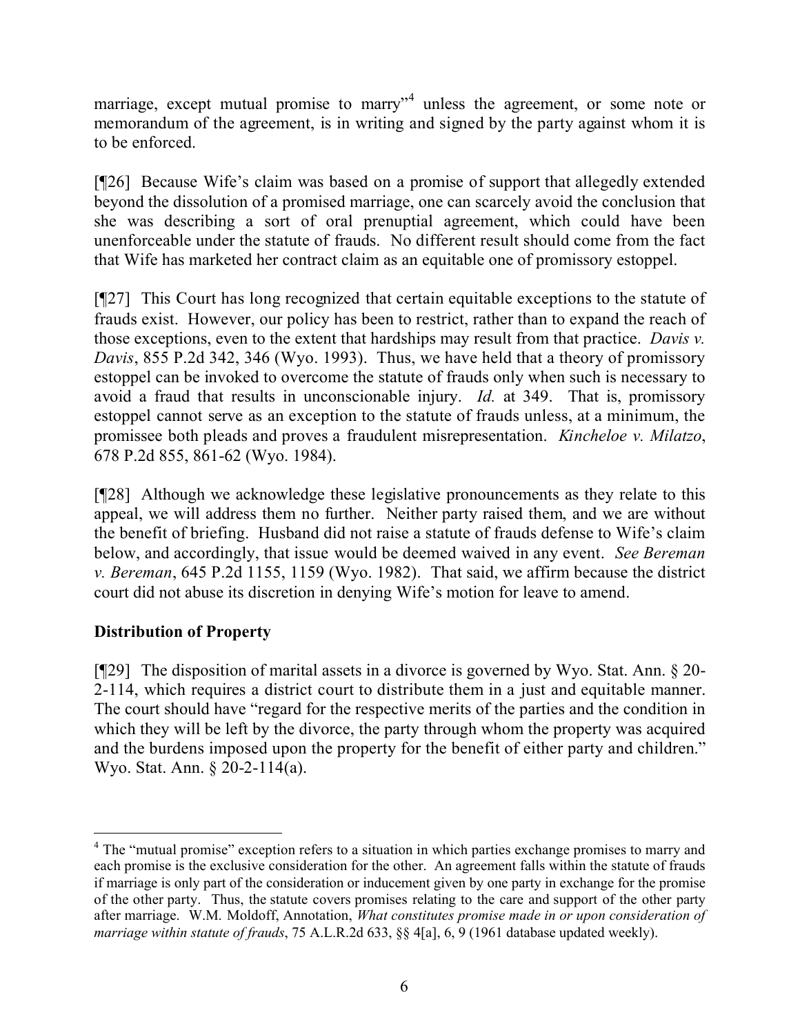marriage, except mutual promise to marry"[4] unless the agreement, or some note or memorandum of the agreement, is in writing and signed by the party against whom it is to be enforced.

[¶26] Because Wife's claim was based on a promise of support that allegedly extended beyond the dissolution of a promised marriage, one can scarcely avoid the conclusion that she was describing a sort of oral prenuptial agreement, which could have been unenforceable under the statute of frauds. No different result should come from the fact that Wife has marketed her contract claim as an equitable one of promissory estoppel.

[¶27] This Court has long recognized that certain equitable exceptions to the statute of frauds exist. However, our policy has been to restrict, rather than to expand the reach of those exceptions, even to the extent that hardships may result from that practice. *Davis v. Davis*, 855 P.2d 342, 346 (Wyo. 1993). Thus, we have held that a theory of promissory estoppel can be invoked to overcome the statute of frauds only when such is necessary to avoid a fraud that results in unconscionable injury. *Id.* at 349. That is, promissory estoppel cannot serve as an exception to the statute of frauds unless, at a minimum, the promissee both pleads and proves a fraudulent misrepresentation. *Kincheloe v. Milatzo*, 678 P.2d 855, 861-62 (Wyo. 1984).

[¶28] Although we acknowledge these legislative pronouncements as they relate to this appeal, we will address them no further. Neither party raised them, and we are without the benefit of briefing. Husband did not raise a statute of frauds defense to Wife's claim below, and accordingly, that issue would be deemed waived in any event. *See Bereman v. Bereman*, 645 P.2d 1155, 1159 (Wyo. 1982). That said, we affirm because the district court did not abuse its discretion in denying Wife's motion for leave to amend.

## Distribution of Property

[¶29] The disposition of marital assets in a divorce is governed by Wyo. Stat. Ann. § 20-2-114, which requires a district court to distribute them in a just and equitable manner. The court should have "regard for the respective merits of the parties and the condition in which they will be left by the divorce, the party through whom the property was acquired and the burdens imposed upon the property for the benefit of either party and children." Wyo. Stat. Ann. § 20-2-114(a).

---

[4] The "mutual promise" exception refers to a situation in which parties exchange promises to marry and each promise is the exclusive consideration for the other. An agreement falls within the statute of frauds if marriage is only part of the consideration or inducement given by one party in exchange for the promise of the other party. Thus, the statute covers promises relating to the care and support of the other party after marriage. W.M. Moldoff, Annotation, *What constitutes promise made in or upon consideration of marriage within statute of frauds*, 75 A.L.R.2d 633, §§ 4[a], 6, 9 (1961 database updated weekly).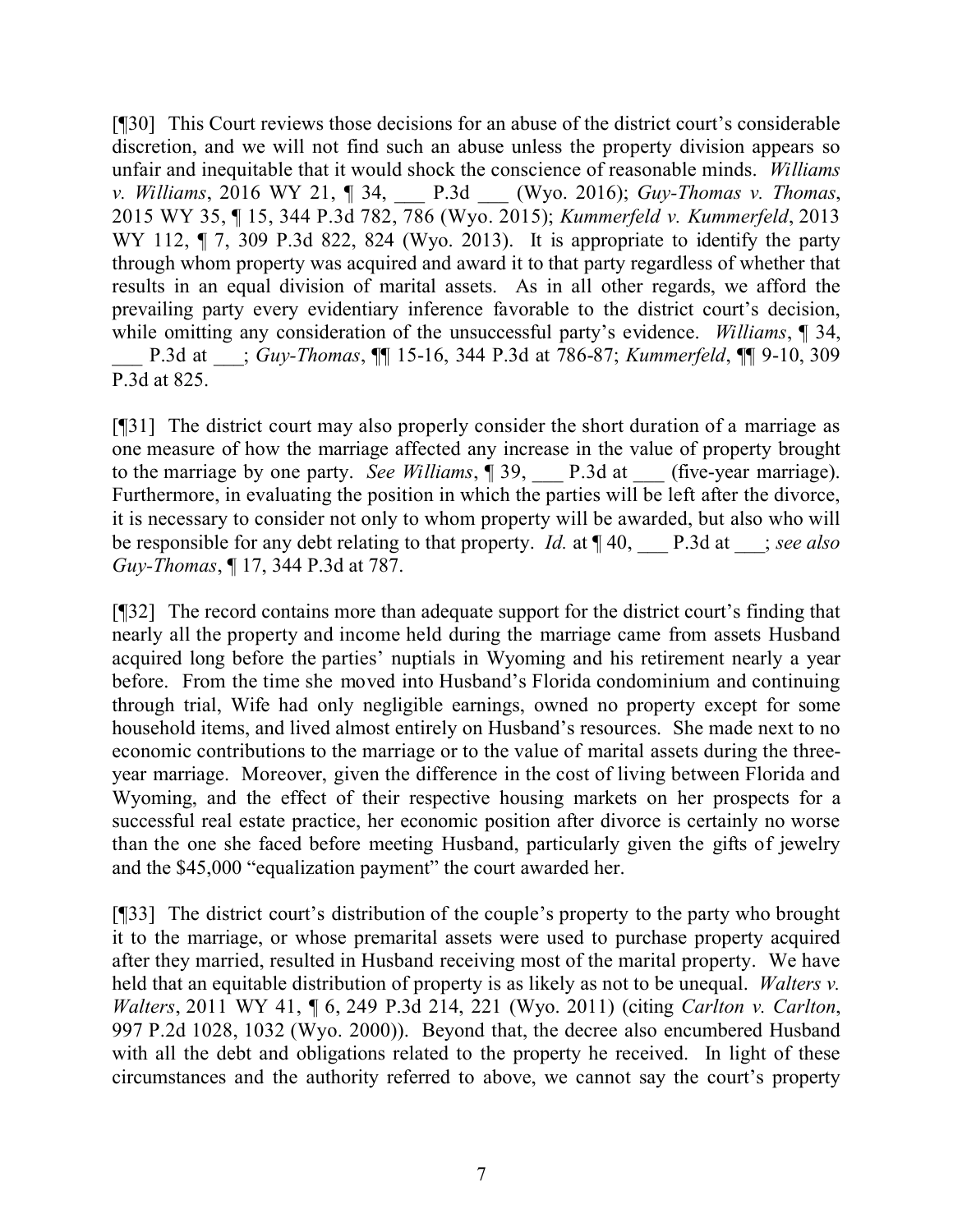[¶30] This Court reviews those decisions for an abuse of the district court's considerable discretion, and we will not find such an abuse unless the property division appears so unfair and inequitable that it would shock the conscience of reasonable minds. *Williams v. Williams*, 2016 WY 21, ¶ 34, ___ P.3d ___ (Wyo. 2016); *Guy-Thomas v. Thomas*, 2015 WY 35, ¶ 15, 344 P.3d 782, 786 (Wyo. 2015); *Kummerfeld v. Kummerfeld*, 2013 WY 112, ¶ 7, 309 P.3d 822, 824 (Wyo. 2013). It is appropriate to identify the party through whom property was acquired and award it to that party regardless of whether that results in an equal division of marital assets. As in all other regards, we afford the prevailing party every evidentiary inference favorable to the district court's decision, while omitting any consideration of the unsuccessful party's evidence. *Williams*, ¶ 34, ___ P.3d at ___; *Guy-Thomas*, ¶¶ 15-16, 344 P.3d at 786-87; *Kummerfeld*, ¶¶ 9-10, 309 P.3d at 825.

[¶31] The district court may also properly consider the short duration of a marriage as one measure of how the marriage affected any increase in the value of property brought to the marriage by one party. *See Williams*, ¶ 39, ___ P.3d at ___ (five-year marriage). Furthermore, in evaluating the position in which the parties will be left after the divorce, it is necessary to consider not only to whom property will be awarded, but also who will be responsible for any debt relating to that property. *Id.* at ¶ 40, ___ P.3d at ___; *see also Guy-Thomas*, ¶ 17, 344 P.3d at 787.

[¶32] The record contains more than adequate support for the district court's finding that nearly all the property and income held during the marriage came from assets Husband acquired long before the parties' nuptials in Wyoming and his retirement nearly a year before. From the time she moved into Husband's Florida condominium and continuing through trial, Wife had only negligible earnings, owned no property except for some household items, and lived almost entirely on Husband's resources. She made next to no economic contributions to the marriage or to the value of marital assets during the three-year marriage. Moreover, given the difference in the cost of living between Florida and Wyoming, and the effect of their respective housing markets on her prospects for a successful real estate practice, her economic position after divorce is certainly no worse than the one she faced before meeting Husband, particularly given the gifts of jewelry and the $45,000 "equalization payment" the court awarded her.

[¶33] The district court's distribution of the couple's property to the party who brought it to the marriage, or whose premarital assets were used to purchase property acquired after they married, resulted in Husband receiving most of the marital property. We have held that an equitable distribution of property is as likely as not to be unequal. *Walters v. Walters*, 2011 WY 41, ¶ 6, 249 P.3d 214, 221 (Wyo. 2011) (citing *Carlton v. Carlton*, 997 P.2d 1028, 1032 (Wyo. 2000)). Beyond that, the decree also encumbered Husband with all the debt and obligations related to the property he received. In light of these circumstances and the authority referred to above, we cannot say the court's property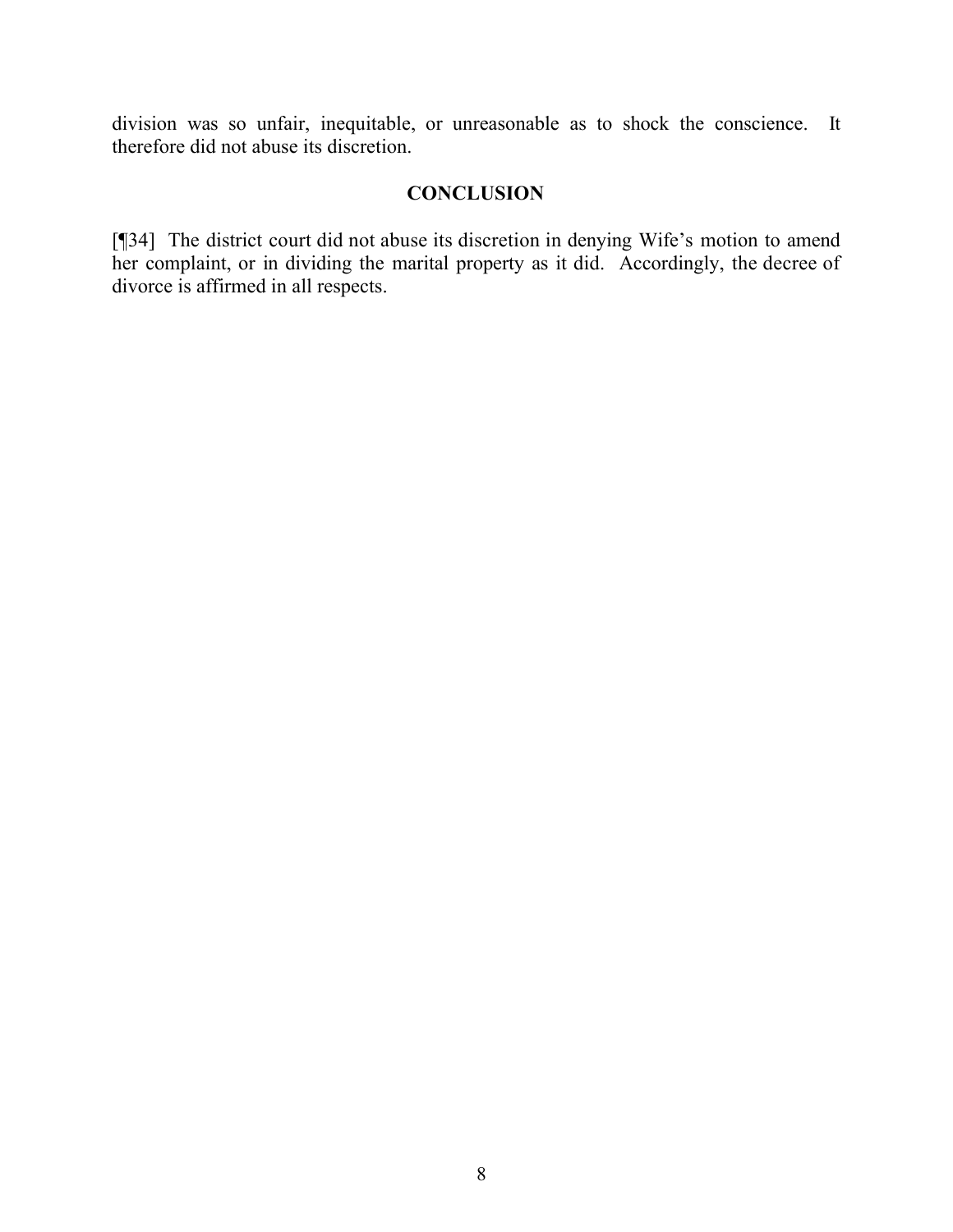division was so unfair, inequitable, or unreasonable as to shock the conscience. It therefore did not abuse its discretion.

## CONCLUSION

[¶34] The district court did not abuse its discretion in denying Wife's motion to amend her complaint, or in dividing the marital property as it did. Accordingly, the decree of divorce is affirmed in all respects.